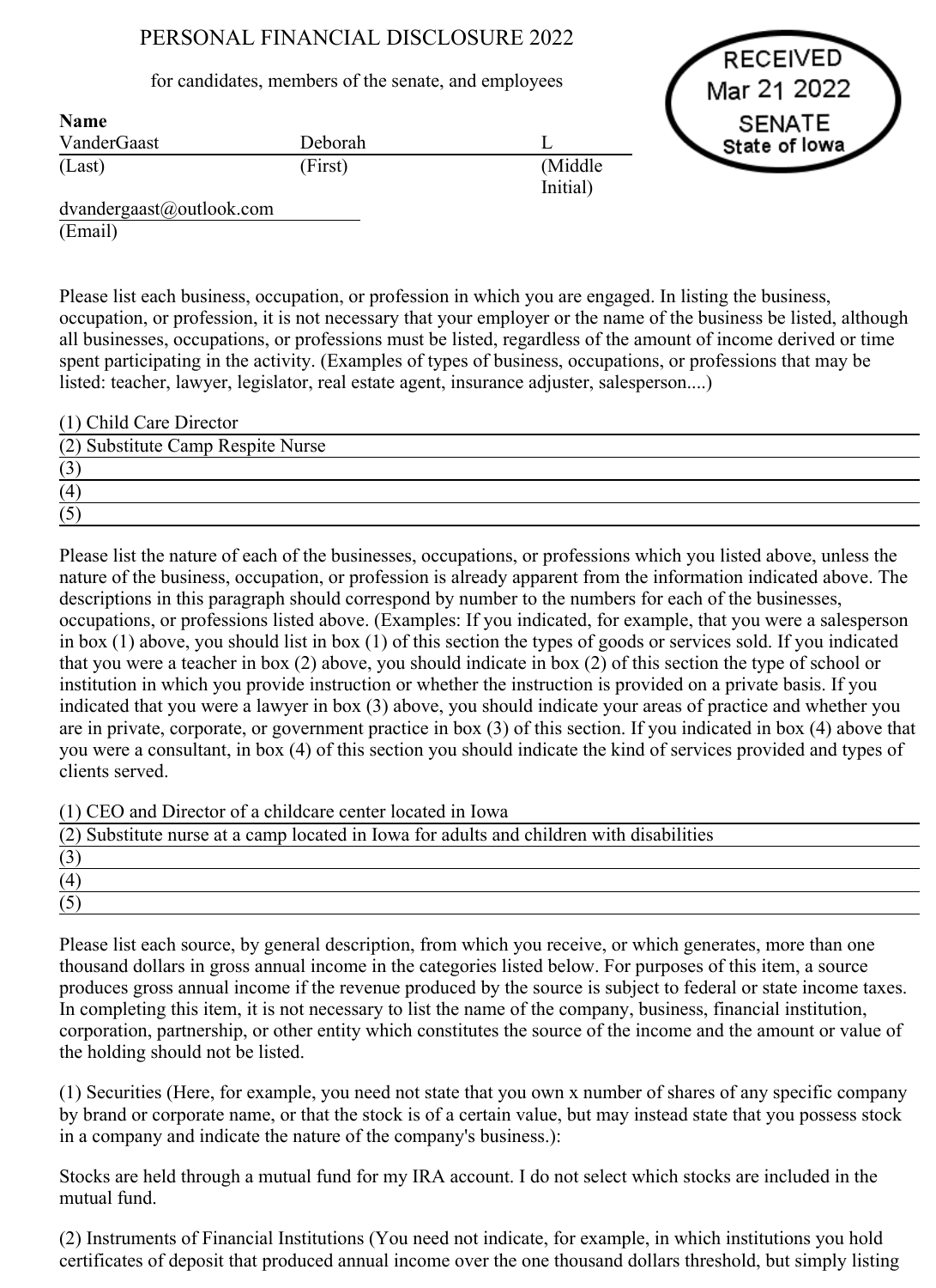# PERSONAL FINANCIAL DISCLOSURE 2022

for candidates, members of the senate, and employees

RECEIVED
Mar 21 2022
SENATE
State of Iowa

**Name**

| VanderGaast | Deborah | L |
|---|---|---|
| (Last) | (First) | (Middle Initial) |

dvandergaast@outlook.com
(Email)

Please list each business, occupation, or profession in which you are engaged. In listing the business, occupation, or profession, it is not necessary that your employer or the name of the business be listed, although all businesses, occupations, or professions must be listed, regardless of the amount of income derived or time spent participating in the activity. (Examples of types of business, occupations, or professions that may be listed: teacher, lawyer, legislator, real estate agent, insurance adjuster, salesperson....)

(1) Child Care Director
(2) Substitute Camp Respite Nurse
(3)
(4)
(5)

Please list the nature of each of the businesses, occupations, or professions which you listed above, unless the nature of the business, occupation, or profession is already apparent from the information indicated above. The descriptions in this paragraph should correspond by number to the numbers for each of the businesses, occupations, or professions listed above. (Examples: If you indicated, for example, that you were a salesperson in box (1) above, you should list in box (1) of this section the types of goods or services sold. If you indicated that you were a teacher in box (2) above, you should indicate in box (2) of this section the type of school or institution in which you provide instruction or whether the instruction is provided on a private basis. If you indicated that you were a lawyer in box (3) above, you should indicate your areas of practice and whether you are in private, corporate, or government practice in box (3) of this section. If you indicated in box (4) above that you were a consultant, in box (4) of this section you should indicate the kind of services provided and types of clients served.

(1) CEO and Director of a childcare center located in Iowa
(2) Substitute nurse at a camp located in Iowa for adults and children with disabilities
(3)
(4)
(5)

Please list each source, by general description, from which you receive, or which generates, more than one thousand dollars in gross annual income in the categories listed below. For purposes of this item, a source produces gross annual income if the revenue produced by the source is subject to federal or state income taxes. In completing this item, it is not necessary to list the name of the company, business, financial institution, corporation, partnership, or other entity which constitutes the source of the income and the amount or value of the holding should not be listed.

(1) Securities (Here, for example, you need not state that you own x number of shares of any specific company by brand or corporate name, or that the stock is of a certain value, but may instead state that you possess stock in a company and indicate the nature of the company's business.):

Stocks are held through a mutual fund for my IRA account. I do not select which stocks are included in the mutual fund.

(2) Instruments of Financial Institutions (You need not indicate, for example, in which institutions you hold certificates of deposit that produced annual income over the one thousand dollars threshold, but simply listing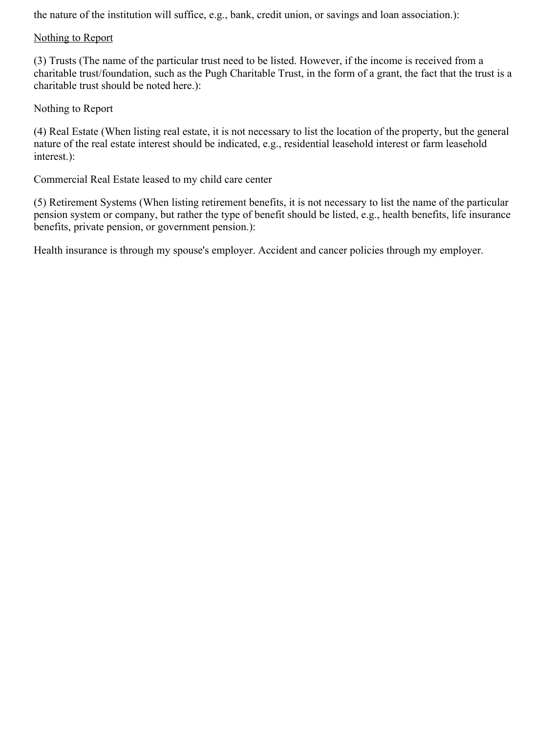the nature of the institution will suffice, e.g., bank, credit union, or savings and loan association.):

<u>Nothing to Report</u>

(3) Trusts (The name of the particular trust need to be listed. However, if the income is received from a charitable trust/foundation, such as the Pugh Charitable Trust, in the form of a grant, the fact that the trust is a charitable trust should be noted here.):

Nothing to Report

(4) Real Estate (When listing real estate, it is not necessary to list the location of the property, but the general nature of the real estate interest should be indicated, e.g., residential leasehold interest or farm leasehold interest.):

Commercial Real Estate leased to my child care center

(5) Retirement Systems (When listing retirement benefits, it is not necessary to list the name of the particular pension system or company, but rather the type of benefit should be listed, e.g., health benefits, life insurance benefits, private pension, or government pension.):

Health insurance is through my spouse's employer. Accident and cancer policies through my employer.